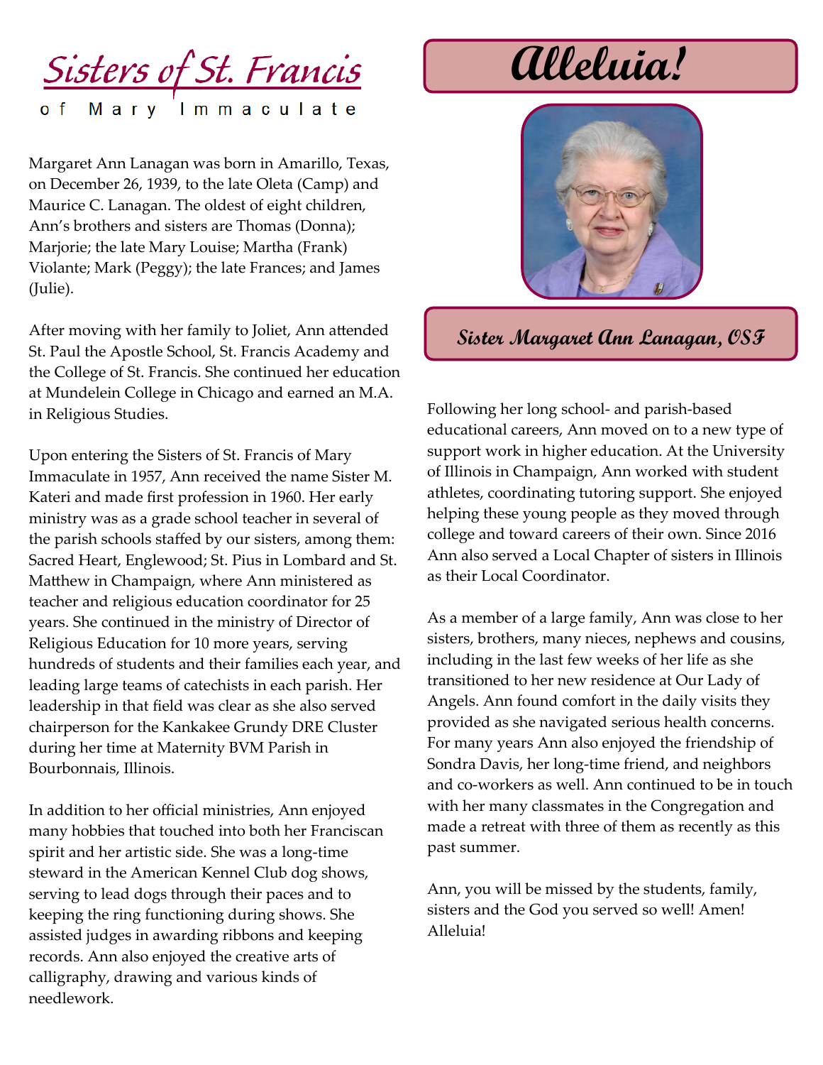# Sisters of St. Francis

of Mary Immaculate

## Alleluia!

**Sister Margaret Ann Lanagan, OSF**

Margaret Ann Lanagan was born in Amarillo, Texas, on December 26, 1939, to the late Oleta (Camp) and Maurice C. Lanagan. The oldest of eight children, Ann's brothers and sisters are Thomas (Donna); Marjorie; the late Mary Louise; Martha (Frank) Violante; Mark (Peggy); the late Frances; and James (Julie).

After moving with her family to Joliet, Ann attended St. Paul the Apostle School, St. Francis Academy and the College of St. Francis. She continued her education at Mundelein College in Chicago and earned an M.A. in Religious Studies.

Upon entering the Sisters of St. Francis of Mary Immaculate in 1957, Ann received the name Sister M. Kateri and made first profession in 1960. Her early ministry was as a grade school teacher in several of the parish schools staffed by our sisters, among them: Sacred Heart, Englewood; St. Pius in Lombard and St. Matthew in Champaign, where Ann ministered as teacher and religious education coordinator for 25 years. She continued in the ministry of Director of Religious Education for 10 more years, serving hundreds of students and their families each year, and leading large teams of catechists in each parish. Her leadership in that field was clear as she also served chairperson for the Kankakee Grundy DRE Cluster during her time at Maternity BVM Parish in Bourbonnais, Illinois.

In addition to her official ministries, Ann enjoyed many hobbies that touched into both her Franciscan spirit and her artistic side. She was a long-time steward in the American Kennel Club dog shows, serving to lead dogs through their paces and to keeping the ring functioning during shows. She assisted judges in awarding ribbons and keeping records. Ann also enjoyed the creative arts of calligraphy, drawing and various kinds of needlework.

Following her long school- and parish-based educational careers, Ann moved on to a new type of support work in higher education. At the University of Illinois in Champaign, Ann worked with student athletes, coordinating tutoring support. She enjoyed helping these young people as they moved through college and toward careers of their own. Since 2016 Ann also served a Local Chapter of sisters in Illinois as their Local Coordinator.

As a member of a large family, Ann was close to her sisters, brothers, many nieces, nephews and cousins, including in the last few weeks of her life as she transitioned to her new residence at Our Lady of Angels. Ann found comfort in the daily visits they provided as she navigated serious health concerns. For many years Ann also enjoyed the friendship of Sondra Davis, her long-time friend, and neighbors and co-workers as well. Ann continued to be in touch with her many classmates in the Congregation and made a retreat with three of them as recently as this past summer.

Ann, you will be missed by the students, family, sisters and the God you served so well! Amen! Alleluia!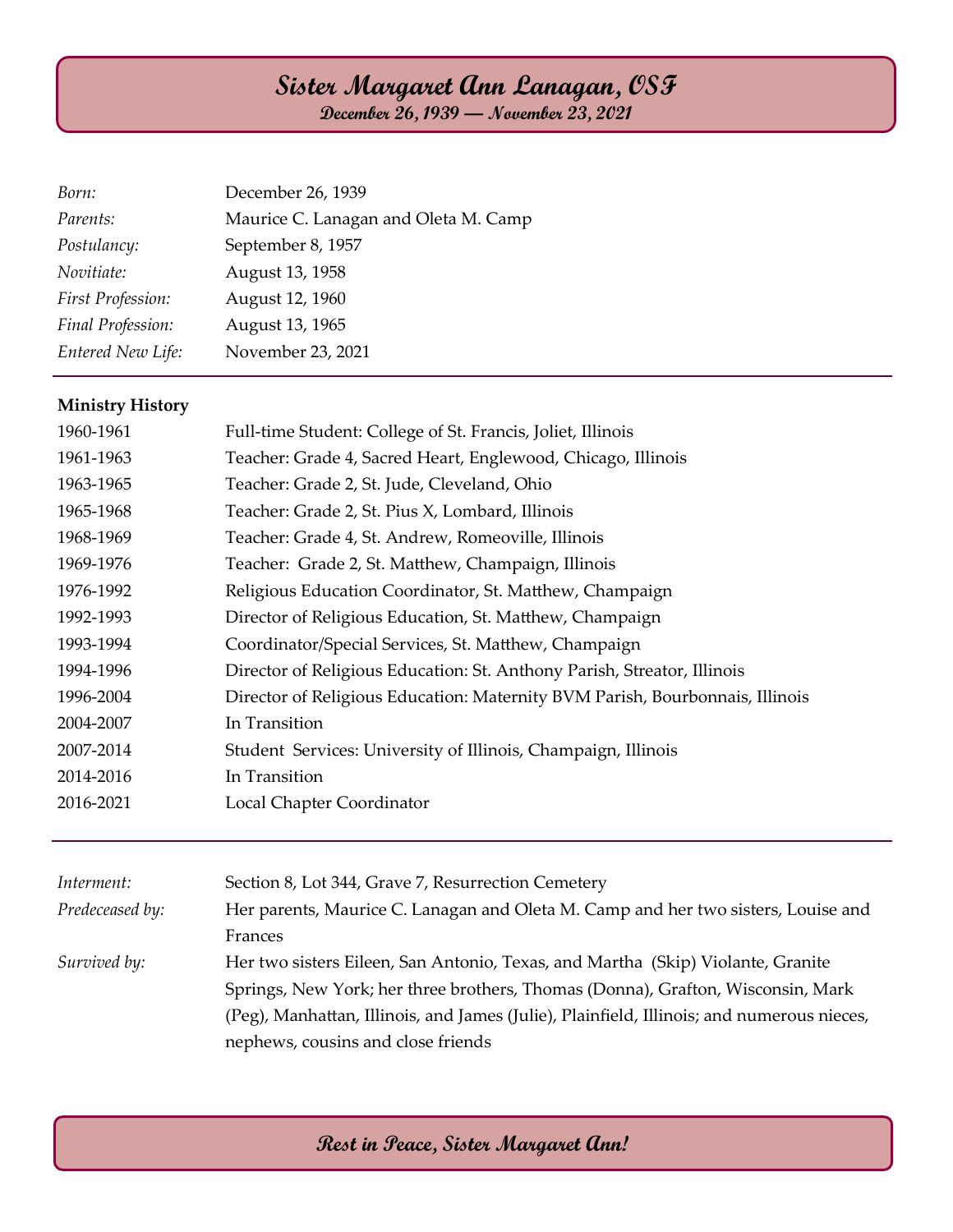# Sister Margaret Ann Lanagan, OSF

**December 26, 1939 — November 23, 2021**

| | |
|---|---|
| *Born:* | December 26, 1939 |
| *Parents:* | Maurice C. Lanagan and Oleta M. Camp |
| *Postulancy:* | September 8, 1957 |
| *Novitiate:* | August 13, 1958 |
| *First Profession:* | August 12, 1960 |
| *Final Profession:* | August 13, 1965 |
| *Entered New Life:* | November 23, 2021 |

**Ministry History**

| | |
|---|---|
| 1960-1961 | Full-time Student: College of St. Francis, Joliet, Illinois |
| 1961-1963 | Teacher: Grade 4, Sacred Heart, Englewood, Chicago, Illinois |
| 1963-1965 | Teacher: Grade 2, St. Jude, Cleveland, Ohio |
| 1965-1968 | Teacher: Grade 2, St. Pius X, Lombard, Illinois |
| 1968-1969 | Teacher: Grade 4, St. Andrew, Romeoville, Illinois |
| 1969-1976 | Teacher: Grade 2, St. Matthew, Champaign, Illinois |
| 1976-1992 | Religious Education Coordinator, St. Matthew, Champaign |
| 1992-1993 | Director of Religious Education, St. Matthew, Champaign |
| 1993-1994 | Coordinator/Special Services, St. Matthew, Champaign |
| 1994-1996 | Director of Religious Education: St. Anthony Parish, Streator, Illinois |
| 1996-2004 | Director of Religious Education: Maternity BVM Parish, Bourbonnais, Illinois |
| 2004-2007 | In Transition |
| 2007-2014 | Student Services: University of Illinois, Champaign, Illinois |
| 2014-2016 | In Transition |
| 2016-2021 | Local Chapter Coordinator |

| | |
|---|---|
| *Interment:* | Section 8, Lot 344, Grave 7, Resurrection Cemetery |
| *Predeceased by:* | Her parents, Maurice C. Lanagan and Oleta M. Camp and her two sisters, Louise and Frances |
| *Survived by:* | Her two sisters Eileen, San Antonio, Texas, and Martha (Skip) Violante, Granite Springs, New York; her three brothers, Thomas (Donna), Grafton, Wisconsin, Mark (Peg), Manhattan, Illinois, and James (Julie), Plainfield, Illinois; and numerous nieces, nephews, cousins and close friends |

**Rest in Peace, Sister Margaret Ann!**